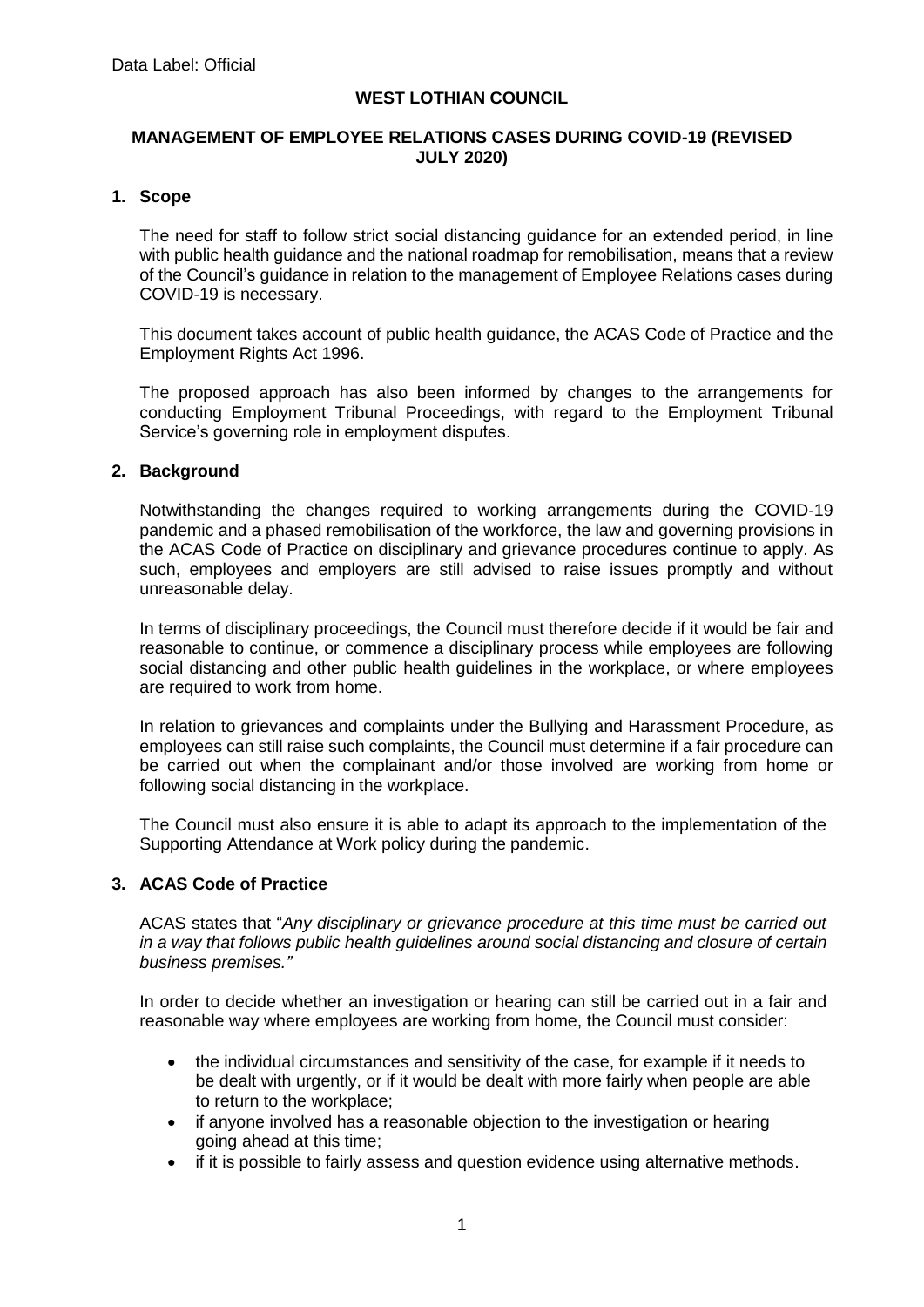Data Label: Official

# WEST LOTHIAN COUNCIL

## MANAGEMENT OF EMPLOYEE RELATIONS CASES DURING COVID-19 (REVISED JULY 2020)

### 1. Scope

The need for staff to follow strict social distancing guidance for an extended period, in line with public health guidance and the national roadmap for remobilisation, means that a review of the Council's guidance in relation to the management of Employee Relations cases during COVID-19 is necessary.

This document takes account of public health guidance, the ACAS Code of Practice and the Employment Rights Act 1996.

The proposed approach has also been informed by changes to the arrangements for conducting Employment Tribunal Proceedings, with regard to the Employment Tribunal Service's governing role in employment disputes.

### 2. Background

Notwithstanding the changes required to working arrangements during the COVID-19 pandemic and a phased remobilisation of the workforce, the law and governing provisions in the ACAS Code of Practice on disciplinary and grievance procedures continue to apply. As such, employees and employers are still advised to raise issues promptly and without unreasonable delay.

In terms of disciplinary proceedings, the Council must therefore decide if it would be fair and reasonable to continue, or commence a disciplinary process while employees are following social distancing and other public health guidelines in the workplace, or where employees are required to work from home.

In relation to grievances and complaints under the Bullying and Harassment Procedure, as employees can still raise such complaints, the Council must determine if a fair procedure can be carried out when the complainant and/or those involved are working from home or following social distancing in the workplace.

The Council must also ensure it is able to adapt its approach to the implementation of the Supporting Attendance at Work policy during the pandemic.

### 3. ACAS Code of Practice

ACAS states that "*Any disciplinary or grievance procedure at this time must be carried out in a way that follows public health guidelines around social distancing and closure of certain business premises."*

In order to decide whether an investigation or hearing can still be carried out in a fair and reasonable way where employees are working from home, the Council must consider:

- the individual circumstances and sensitivity of the case, for example if it needs to be dealt with urgently, or if it would be dealt with more fairly when people are able to return to the workplace;
- if anyone involved has a reasonable objection to the investigation or hearing going ahead at this time;
- if it is possible to fairly assess and question evidence using alternative methods.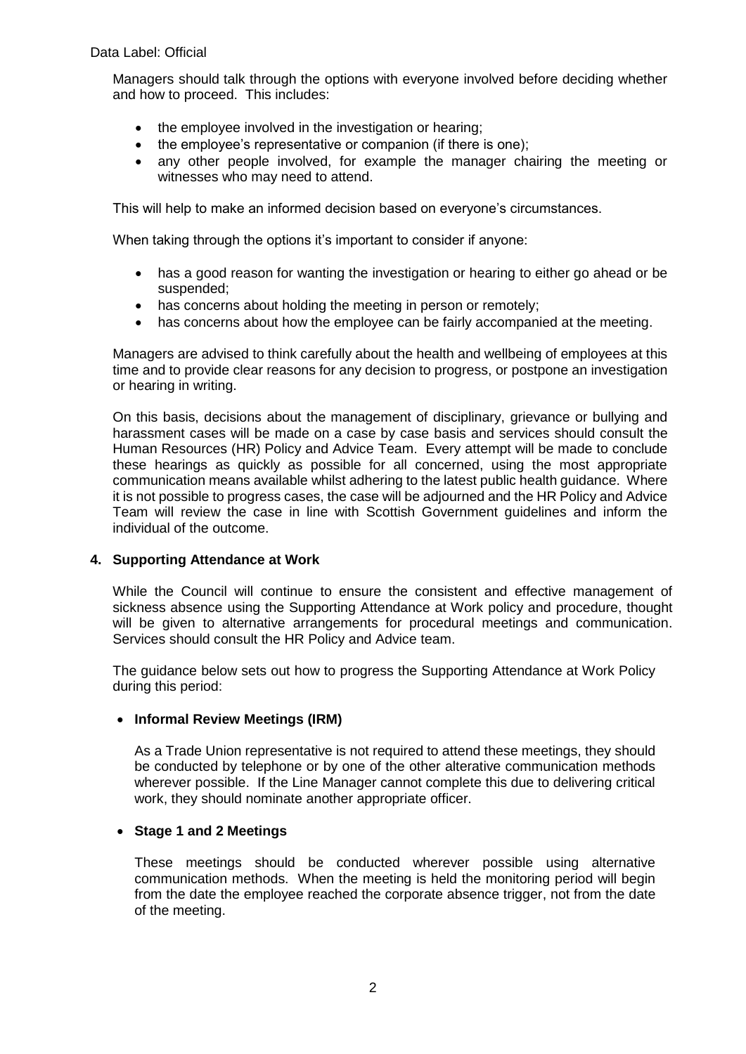Managers should talk through the options with everyone involved before deciding whether and how to proceed. This includes:

- the employee involved in the investigation or hearing;
- the employee's representative or companion (if there is one);
- any other people involved, for example the manager chairing the meeting or witnesses who may need to attend.

This will help to make an informed decision based on everyone's circumstances.

When taking through the options it's important to consider if anyone:

- has a good reason for wanting the investigation or hearing to either go ahead or be suspended;
- has concerns about holding the meeting in person or remotely;
- has concerns about how the employee can be fairly accompanied at the meeting.

Managers are advised to think carefully about the health and wellbeing of employees at this time and to provide clear reasons for any decision to progress, or postpone an investigation or hearing in writing.

On this basis, decisions about the management of disciplinary, grievance or bullying and harassment cases will be made on a case by case basis and services should consult the Human Resources (HR) Policy and Advice Team. Every attempt will be made to conclude these hearings as quickly as possible for all concerned, using the most appropriate communication means available whilst adhering to the latest public health guidance. Where it is not possible to progress cases, the case will be adjourned and the HR Policy and Advice Team will review the case in line with Scottish Government guidelines and inform the individual of the outcome.

## 4. Supporting Attendance at Work

While the Council will continue to ensure the consistent and effective management of sickness absence using the Supporting Attendance at Work policy and procedure, thought will be given to alternative arrangements for procedural meetings and communication. Services should consult the HR Policy and Advice team.

The guidance below sets out how to progress the Supporting Attendance at Work Policy during this period:

- **Informal Review Meetings (IRM)**

  As a Trade Union representative is not required to attend these meetings, they should be conducted by telephone or by one of the other alterative communication methods wherever possible. If the Line Manager cannot complete this due to delivering critical work, they should nominate another appropriate officer.

- **Stage 1 and 2 Meetings**

  These meetings should be conducted wherever possible using alternative communication methods. When the meeting is held the monitoring period will begin from the date the employee reached the corporate absence trigger, not from the date of the meeting.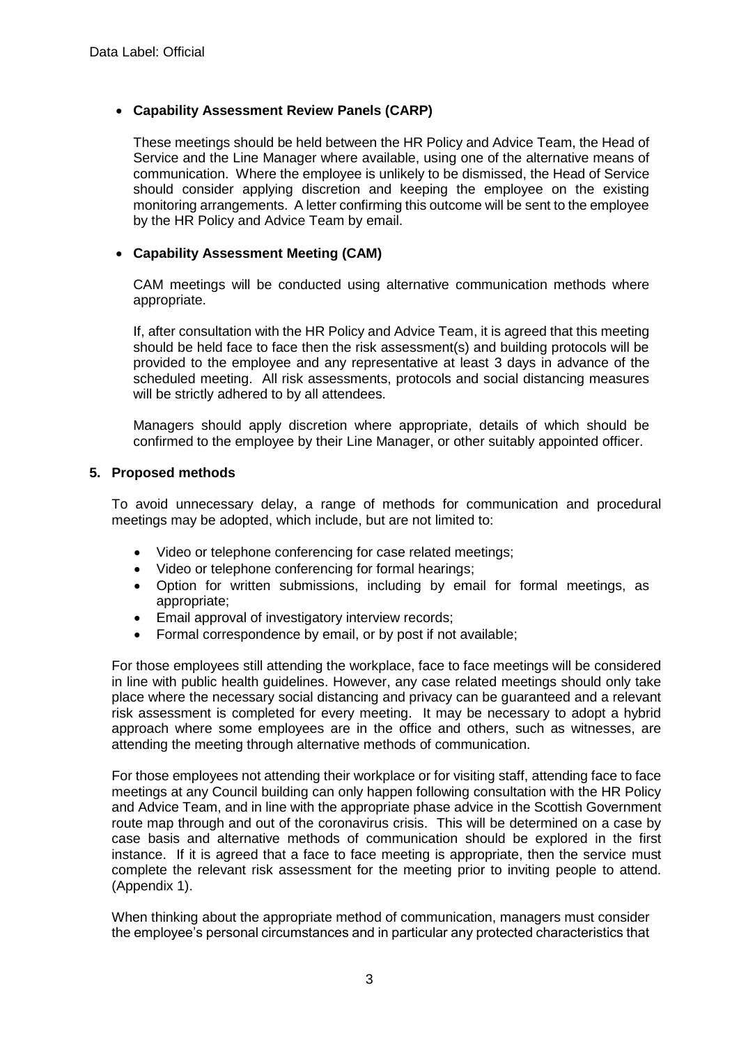- **Capability Assessment Review Panels (CARP)**

  These meetings should be held between the HR Policy and Advice Team, the Head of Service and the Line Manager where available, using one of the alternative means of communication. Where the employee is unlikely to be dismissed, the Head of Service should consider applying discretion and keeping the employee on the existing monitoring arrangements. A letter confirming this outcome will be sent to the employee by the HR Policy and Advice Team by email.

- **Capability Assessment Meeting (CAM)**

  CAM meetings will be conducted using alternative communication methods where appropriate.

  If, after consultation with the HR Policy and Advice Team, it is agreed that this meeting should be held face to face then the risk assessment(s) and building protocols will be provided to the employee and any representative at least 3 days in advance of the scheduled meeting. All risk assessments, protocols and social distancing measures will be strictly adhered to by all attendees.

  Managers should apply discretion where appropriate, details of which should be confirmed to the employee by their Line Manager, or other suitably appointed officer.

## 5. Proposed methods

To avoid unnecessary delay, a range of methods for communication and procedural meetings may be adopted, which include, but are not limited to:

- Video or telephone conferencing for case related meetings;
- Video or telephone conferencing for formal hearings;
- Option for written submissions, including by email for formal meetings, as appropriate;
- Email approval of investigatory interview records;
- Formal correspondence by email, or by post if not available;

For those employees still attending the workplace, face to face meetings will be considered in line with public health guidelines. However, any case related meetings should only take place where the necessary social distancing and privacy can be guaranteed and a relevant risk assessment is completed for every meeting. It may be necessary to adopt a hybrid approach where some employees are in the office and others, such as witnesses, are attending the meeting through alternative methods of communication.

For those employees not attending their workplace or for visiting staff, attending face to face meetings at any Council building can only happen following consultation with the HR Policy and Advice Team, and in line with the appropriate phase advice in the Scottish Government route map through and out of the coronavirus crisis. This will be determined on a case by case basis and alternative methods of communication should be explored in the first instance. If it is agreed that a face to face meeting is appropriate, then the service must complete the relevant risk assessment for the meeting prior to inviting people to attend. (Appendix 1).

When thinking about the appropriate method of communication, managers must consider the employee's personal circumstances and in particular any protected characteristics that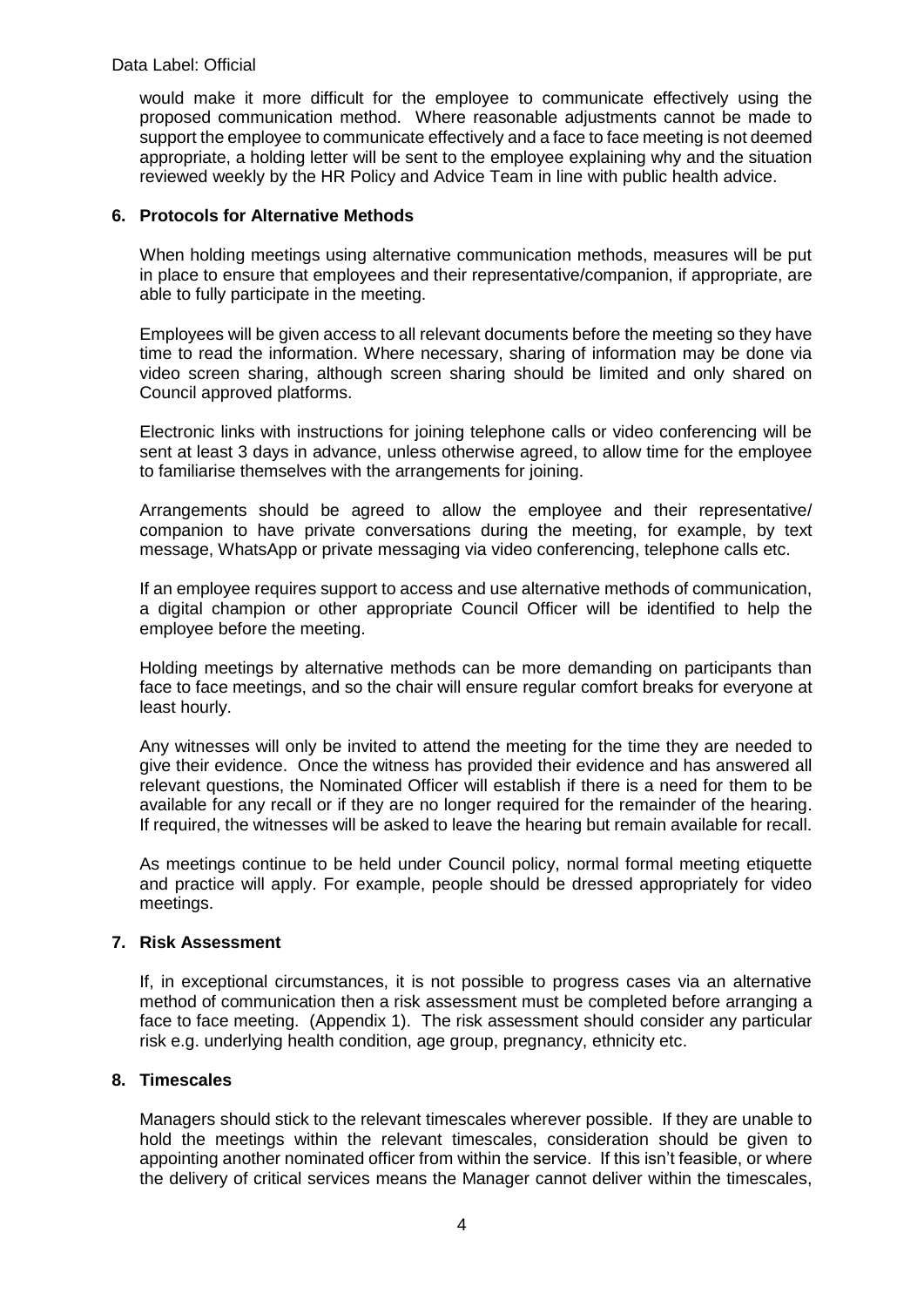would make it more difficult for the employee to communicate effectively using the proposed communication method. Where reasonable adjustments cannot be made to support the employee to communicate effectively and a face to face meeting is not deemed appropriate, a holding letter will be sent to the employee explaining why and the situation reviewed weekly by the HR Policy and Advice Team in line with public health advice.

## 6. Protocols for Alternative Methods

When holding meetings using alternative communication methods, measures will be put in place to ensure that employees and their representative/companion, if appropriate, are able to fully participate in the meeting.

Employees will be given access to all relevant documents before the meeting so they have time to read the information. Where necessary, sharing of information may be done via video screen sharing, although screen sharing should be limited and only shared on Council approved platforms.

Electronic links with instructions for joining telephone calls or video conferencing will be sent at least 3 days in advance, unless otherwise agreed, to allow time for the employee to familiarise themselves with the arrangements for joining.

Arrangements should be agreed to allow the employee and their representative/ companion to have private conversations during the meeting, for example, by text message, WhatsApp or private messaging via video conferencing, telephone calls etc.

If an employee requires support to access and use alternative methods of communication, a digital champion or other appropriate Council Officer will be identified to help the employee before the meeting.

Holding meetings by alternative methods can be more demanding on participants than face to face meetings, and so the chair will ensure regular comfort breaks for everyone at least hourly.

Any witnesses will only be invited to attend the meeting for the time they are needed to give their evidence. Once the witness has provided their evidence and has answered all relevant questions, the Nominated Officer will establish if there is a need for them to be available for any recall or if they are no longer required for the remainder of the hearing. If required, the witnesses will be asked to leave the hearing but remain available for recall.

As meetings continue to be held under Council policy, normal formal meeting etiquette and practice will apply. For example, people should be dressed appropriately for video meetings.

## 7. Risk Assessment

If, in exceptional circumstances, it is not possible to progress cases via an alternative method of communication then a risk assessment must be completed before arranging a face to face meeting. (Appendix 1). The risk assessment should consider any particular risk e.g. underlying health condition, age group, pregnancy, ethnicity etc.

## 8. Timescales

Managers should stick to the relevant timescales wherever possible. If they are unable to hold the meetings within the relevant timescales, consideration should be given to appointing another nominated officer from within the service. If this isn't feasible, or where the delivery of critical services means the Manager cannot deliver within the timescales,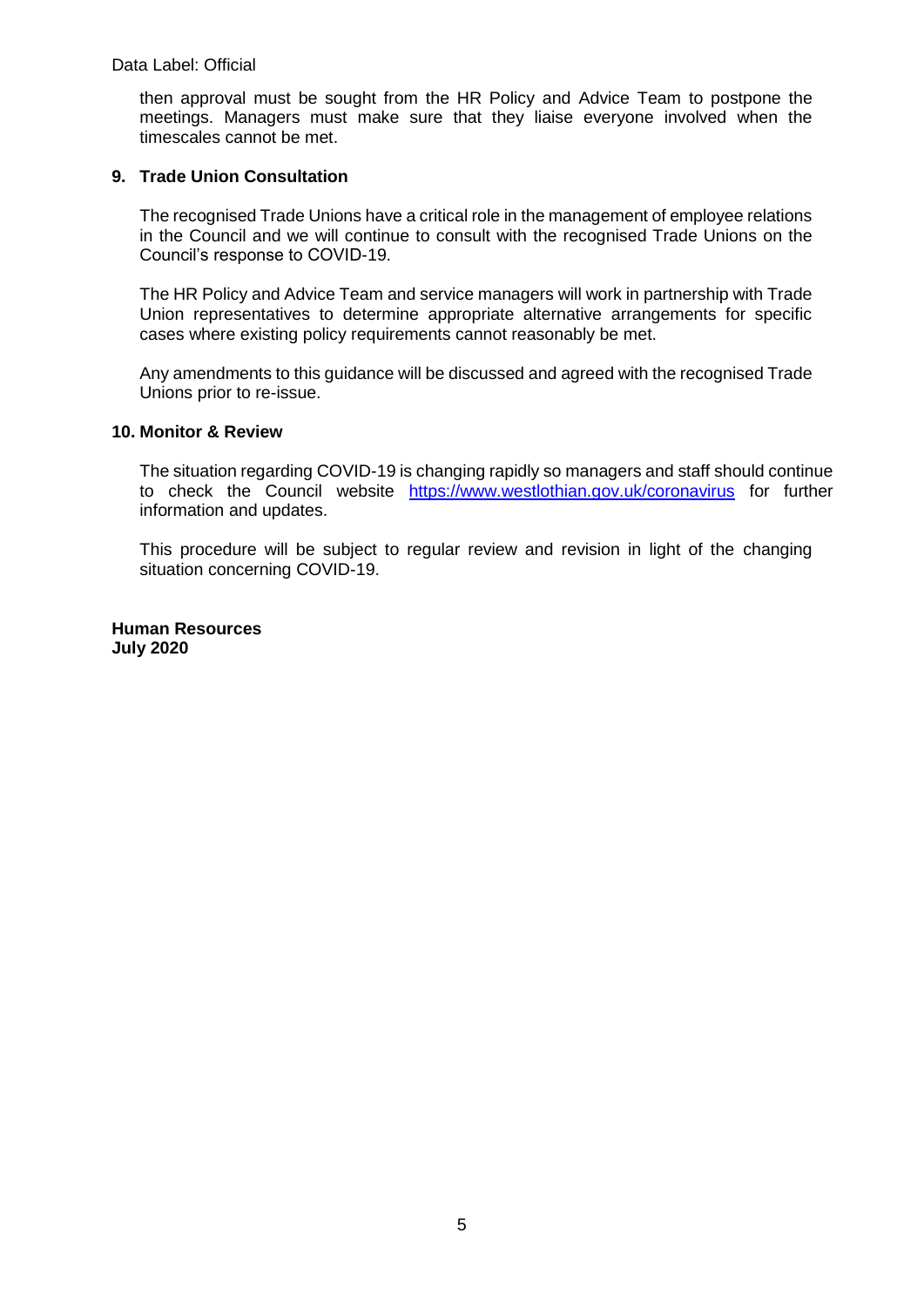then approval must be sought from the HR Policy and Advice Team to postpone the meetings. Managers must make sure that they liaise everyone involved when the timescales cannot be met.

## 9. Trade Union Consultation

The recognised Trade Unions have a critical role in the management of employee relations in the Council and we will continue to consult with the recognised Trade Unions on the Council's response to COVID-19.

The HR Policy and Advice Team and service managers will work in partnership with Trade Union representatives to determine appropriate alternative arrangements for specific cases where existing policy requirements cannot reasonably be met.

Any amendments to this guidance will be discussed and agreed with the recognised Trade Unions prior to re-issue.

## 10. Monitor & Review

The situation regarding COVID-19 is changing rapidly so managers and staff should continue to check the Council website https://www.westlothian.gov.uk/coronavirus for further information and updates.

This procedure will be subject to regular review and revision in light of the changing situation concerning COVID-19.

**Human Resources**
**July 2020**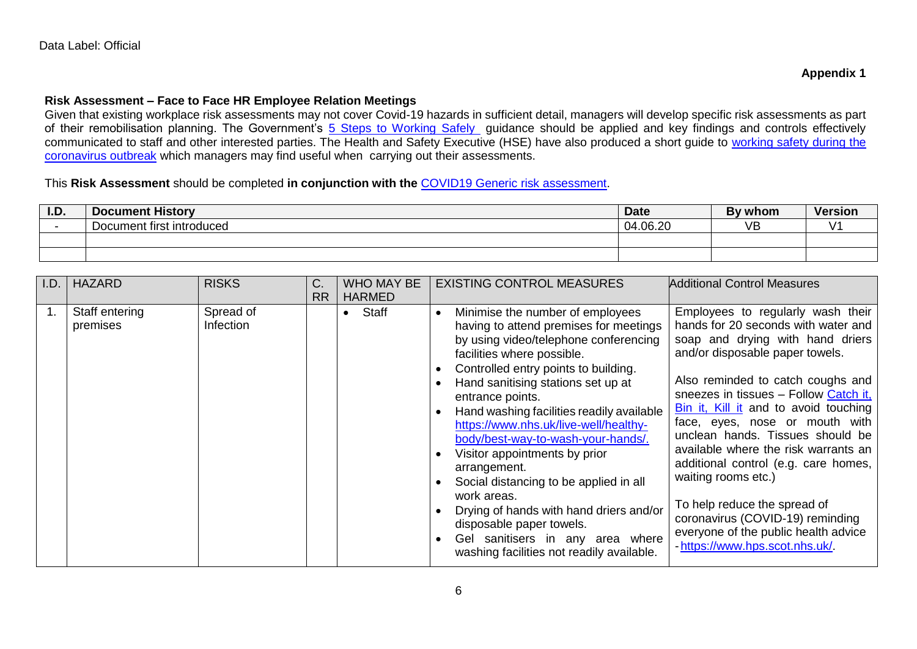Data Label: Official

**Appendix 1**

**Risk Assessment – Face to Face HR Employee Relation Meetings**

Given that existing workplace risk assessments may not cover Covid-19 hazards in sufficient detail, managers will develop specific risk assessments as part of their remobilisation planning. The Government's 5 Steps to Working Safely guidance should be applied and key findings and controls effectively communicated to staff and other interested parties. The Health and Safety Executive (HSE) have also produced a short guide to working safety during the coronavirus outbreak which managers may find useful when carrying out their assessments.

This **Risk Assessment** should be completed **in conjunction with the** COVID19 Generic risk assessment.

| I.D. | Document History | Date | By whom | Version |
|---|---|---|---|---|
| - | Document first introduced | 04.06.20 | VB | V1 |
| | | | | |
| | | | | |

| I.D. | HAZARD | RISKS | C. RR | WHO MAY BE HARMED | EXISTING CONTROL MEASURES | Additional Control Measures |
|---|---|---|---|---|---|---|
| 1. | Staff entering premises | Spread of Infection | | • Staff | • Minimise the number of employees having to attend premises for meetings by using video/telephone conferencing facilities where possible. <br>• Controlled entry points to building. <br>• Hand sanitising stations set up at entrance points. <br>• Hand washing facilities readily available https://www.nhs.uk/live-well/healthy-body/best-way-to-wash-your-hands/. <br>• Visitor appointments by prior arrangement. <br>• Social distancing to be applied in all work areas. <br>• Drying of hands with hand driers and/or disposable paper towels. <br>• Gel sanitisers in any area where washing facilities not readily available. | Employees to regularly wash their hands for 20 seconds with water and soap and drying with hand driers and/or disposable paper towels. <br><br>Also reminded to catch coughs and sneezes in tissues – Follow Catch it, Bin it, Kill it and to avoid touching face, eyes, nose or mouth with unclean hands. Tissues should be available where the risk warrants an additional control (e.g. care homes, waiting rooms etc.) <br><br>To help reduce the spread of coronavirus (COVID-19) reminding everyone of the public health advice - https://www.hps.scot.nhs.uk/. |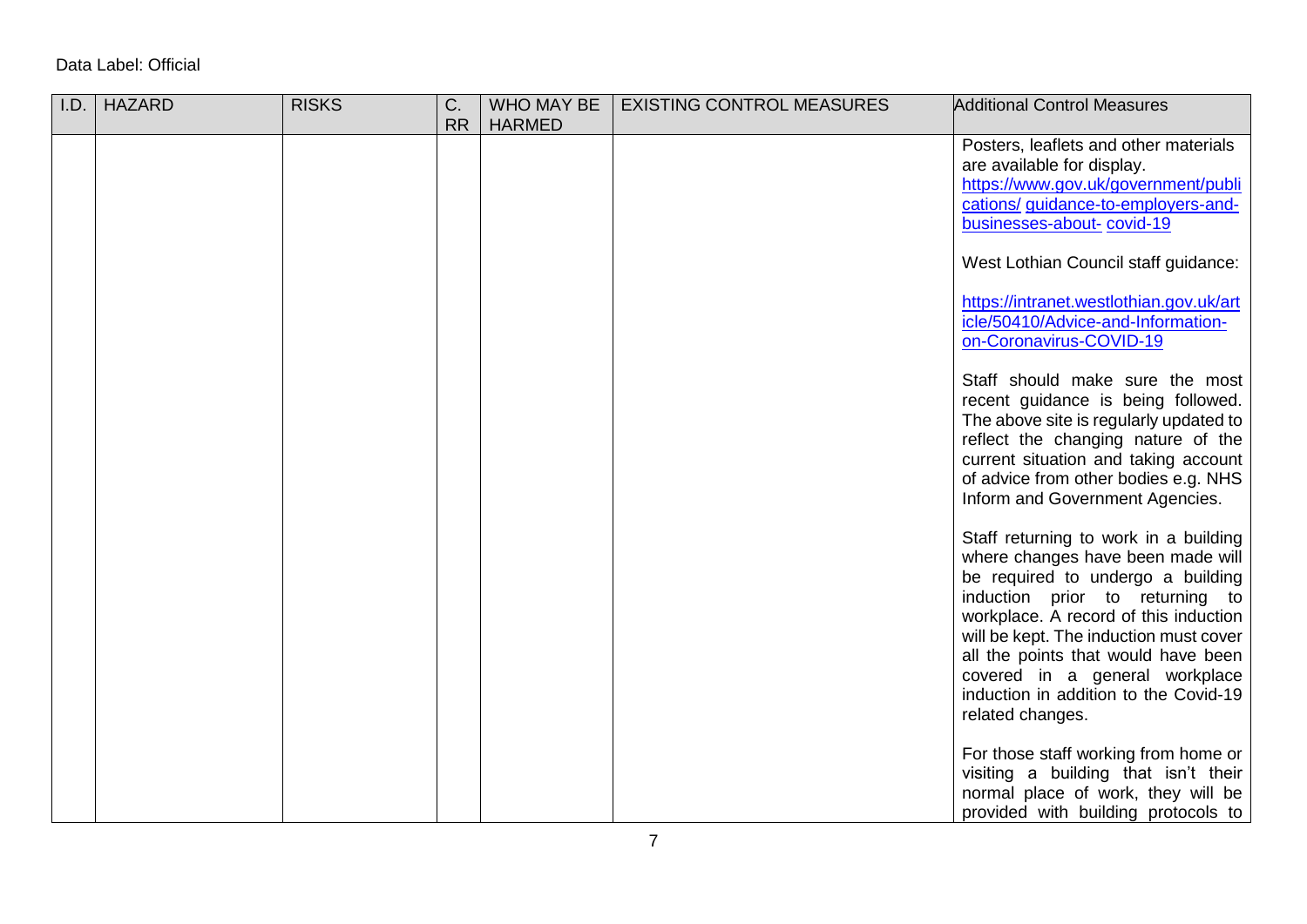Data Label: Official

| I.D. | HAZARD | RISKS | C. RR | WHO MAY BE HARMED | EXISTING CONTROL MEASURES | Additional Control Measures |
|---|---|---|---|---|---|---|
| | | | | | | Posters, leaflets and other materials are available for display. [https://www.gov.uk/government/publications/ guidance-to-employers-and-businesses-about- covid-19](https://www.gov.uk/government/publications/guidance-to-employers-and-businesses-about-covid-19)<br><br>West Lothian Council staff guidance:<br><br>[https://intranet.westlothian.gov.uk/article/50410/Advice-and-Information-on-Coronavirus-COVID-19](https://intranet.westlothian.gov.uk/article/50410/Advice-and-Information-on-Coronavirus-COVID-19)<br><br>Staff should make sure the most recent guidance is being followed. The above site is regularly updated to reflect the changing nature of the current situation and taking account of advice from other bodies e.g. NHS Inform and Government Agencies.<br><br>Staff returning to work in a building where changes have been made will be required to undergo a building induction prior to returning to workplace. A record of this induction will be kept. The induction must cover all the points that would have been covered in a general workplace induction in addition to the Covid-19 related changes.<br><br>For those staff working from home or visiting a building that isn't their normal place of work, they will be provided with building protocols to |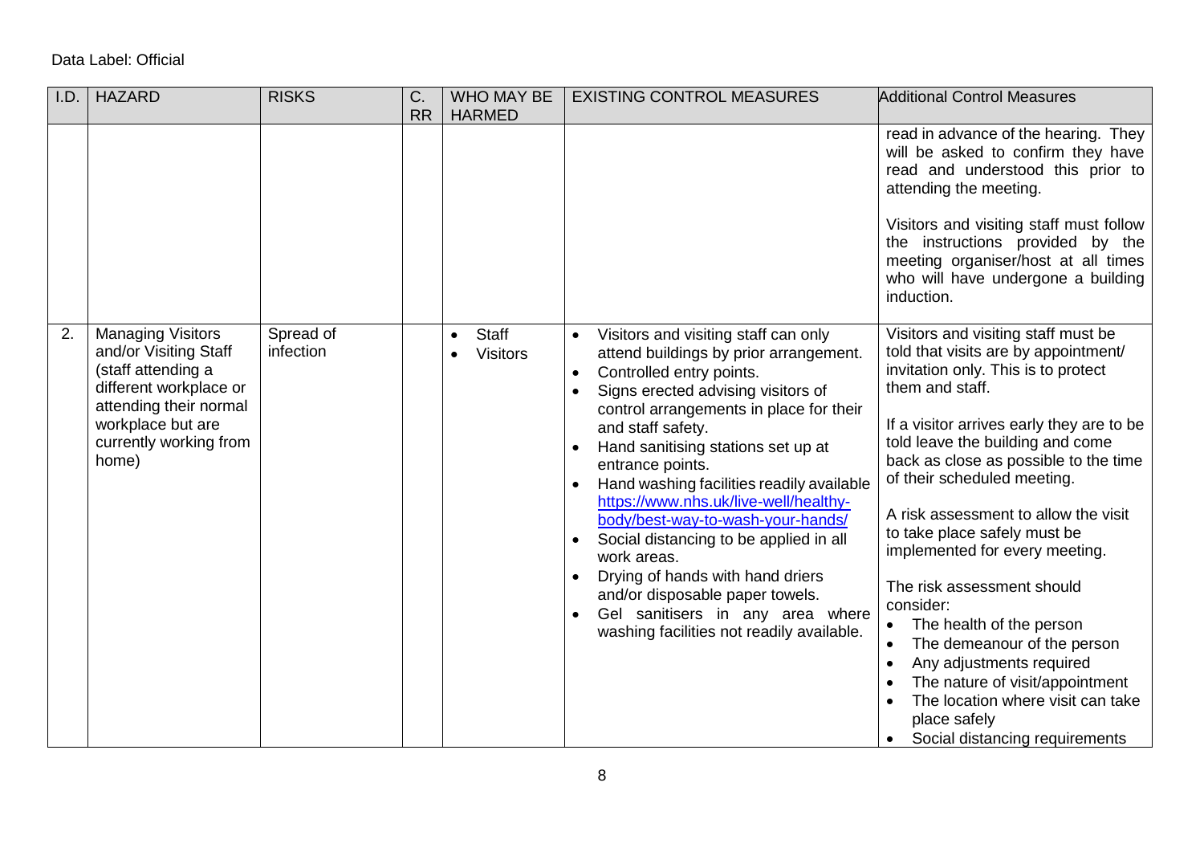Data Label: Official

| I.D. | HAZARD | RISKS | C. RR | WHO MAY BE HARMED | EXISTING CONTROL MEASURES | Additional Control Measures |
|---|---|---|---|---|---|---|
| | | | | | | read in advance of the hearing. They will be asked to confirm they have read and understood this prior to attending the meeting.<br><br>Visitors and visiting staff must follow the instructions provided by the meeting organiser/host at all times who will have undergone a building induction. |
| 2. | Managing Visitors and/or Visiting Staff (staff attending a different workplace or attending their normal workplace but are currently working from home) | Spread of infection | | • Staff<br>• Visitors | • Visitors and visiting staff can only attend buildings by prior arrangement.<br>• Controlled entry points.<br>• Signs erected advising visitors of control arrangements in place for their and staff safety.<br>• Hand sanitising stations set up at entrance points.<br>• Hand washing facilities readily available https://www.nhs.uk/live-well/healthy-body/best-way-to-wash-your-hands/<br>• Social distancing to be applied in all work areas.<br>• Drying of hands with hand driers and/or disposable paper towels.<br>• Gel sanitisers in any area where washing facilities not readily available. | Visitors and visiting staff must be told that visits are by appointment/ invitation only. This is to protect them and staff.<br><br>If a visitor arrives early they are to be told leave the building and come back as close as possible to the time of their scheduled meeting.<br><br>A risk assessment to allow the visit to take place safely must be implemented for every meeting.<br><br>The risk assessment should consider:<br>• The health of the person<br>• The demeanour of the person<br>• Any adjustments required<br>• The nature of visit/appointment<br>• The location where visit can take place safely<br>• Social distancing requirements |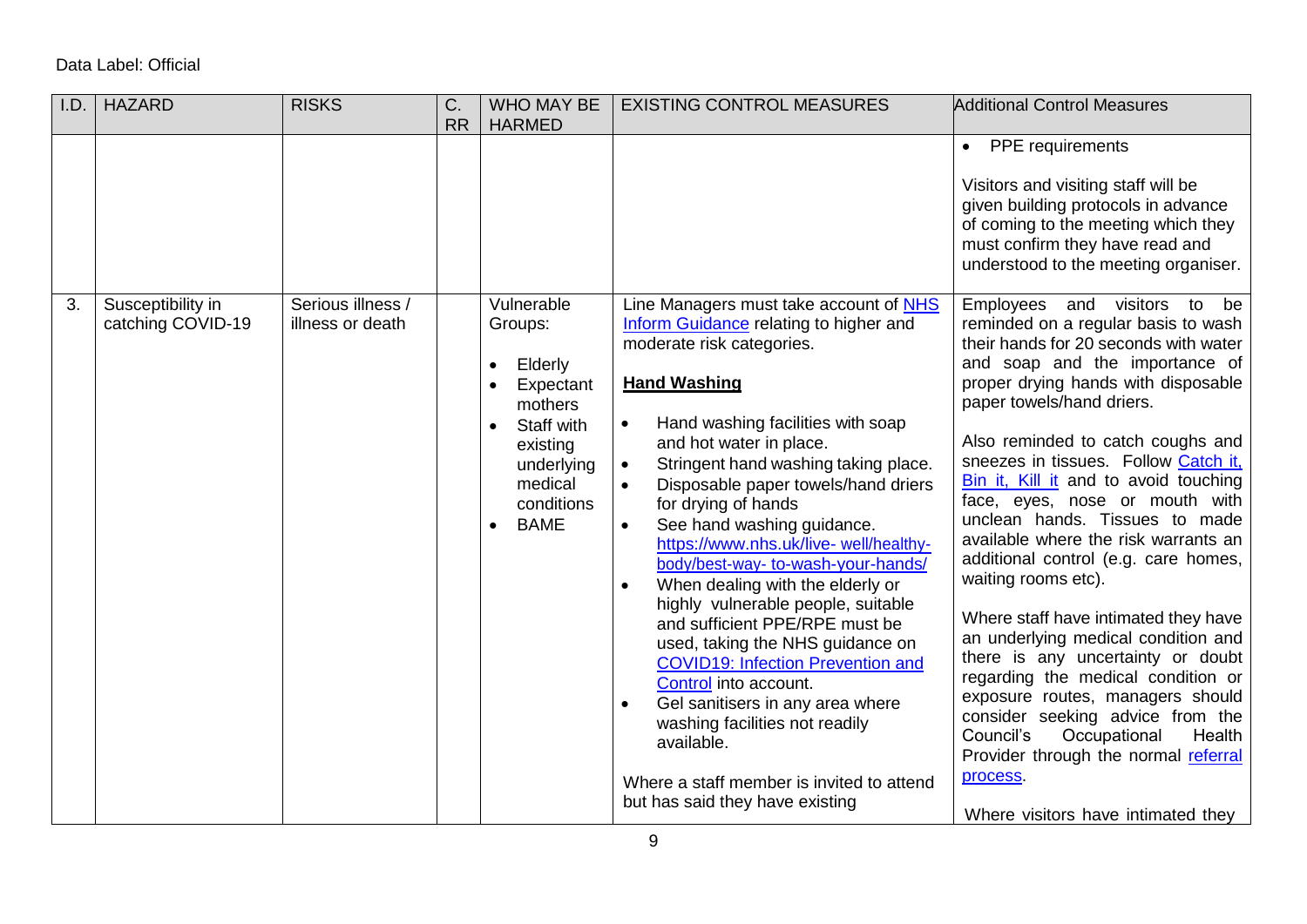Data Label: Official

| I.D. | HAZARD | RISKS | C. RR | WHO MAY BE HARMED | EXISTING CONTROL MEASURES | Additional Control Measures |
|---|---|---|---|---|---|---|
| | | | | | | • PPE requirements<br><br>Visitors and visiting staff will be given building protocols in advance of coming to the meeting which they must confirm they have read and understood to the meeting organiser. |
| 3. | Susceptibility in catching COVID-19 | Serious illness / illness or death | | Vulnerable Groups:<br>• Elderly<br>• Expectant mothers<br>• Staff with existing underlying medical conditions<br>• BAME | Line Managers must take account of NHS Inform Guidance relating to higher and moderate risk categories.<br><br>**Hand Washing**<br><br>• Hand washing facilities with soap and hot water in place.<br>• Stringent hand washing taking place.<br>• Disposable paper towels/hand driers for drying of hands<br>• See hand washing guidance. https://www.nhs.uk/live- well/healthy-body/best-way- to-wash-your-hands/<br>• When dealing with the elderly or highly vulnerable people, suitable and sufficient PPE/RPE must be used, taking the NHS guidance on COVID19: Infection Prevention and Control into account.<br>• Gel sanitisers in any area where washing facilities not readily available.<br><br>Where a staff member is invited to attend but has said they have existing | Employees and visitors to be reminded on a regular basis to wash their hands for 20 seconds with water and soap and the importance of proper drying hands with disposable paper towels/hand driers.<br><br>Also reminded to catch coughs and sneezes in tissues. Follow Catch it, Bin it, Kill it and to avoid touching face, eyes, nose or mouth with unclean hands. Tissues to made available where the risk warrants an additional control (e.g. care homes, waiting rooms etc).<br><br>Where staff have intimated they have an underlying medical condition and there is any uncertainty or doubt regarding the medical condition or exposure routes, managers should consider seeking advice from the Council's Occupational Health Provider through the normal referral process.<br><br>Where visitors have intimated they |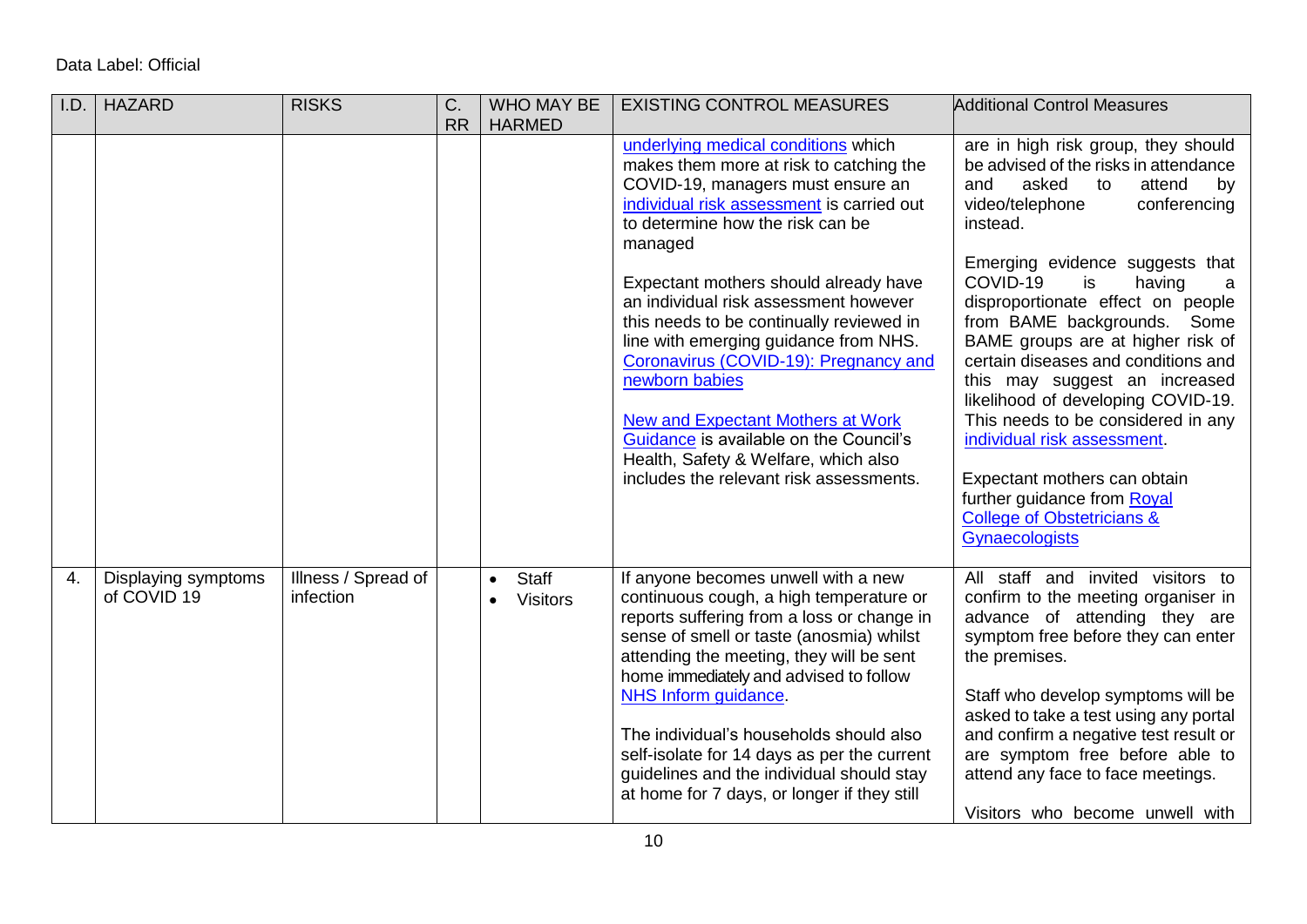Data Label: Official

| I.D. | HAZARD | RISKS | C. RR | WHO MAY BE HARMED | EXISTING CONTROL MEASURES | Additional Control Measures |
|---|---|---|---|---|---|---|
| | | | | | underlying medical conditions which makes them more at risk to catching the COVID-19, managers must ensure an individual risk assessment is carried out to determine how the risk can be managed<br><br>Expectant mothers should already have an individual risk assessment however this needs to be continually reviewed in line with emerging guidance from NHS. Coronavirus (COVID-19): Pregnancy and newborn babies<br><br>New and Expectant Mothers at Work Guidance is available on the Council's Health, Safety & Welfare, which also includes the relevant risk assessments. | are in high risk group, they should be advised of the risks in attendance and asked to attend by video/telephone conferencing instead.<br><br>Emerging evidence suggests that COVID-19 is having a disproportionate effect on people from BAME backgrounds. Some BAME groups are at higher risk of certain diseases and conditions and this may suggest an increased likelihood of developing COVID-19. This needs to be considered in any individual risk assessment.<br><br>Expectant mothers can obtain further guidance from Royal College of Obstetricians & Gynaecologists |
| 4. | Displaying symptoms of COVID 19 | Illness / Spread of infection | | • Staff<br>• Visitors | If anyone becomes unwell with a new continuous cough, a high temperature or reports suffering from a loss or change in sense of smell or taste (anosmia) whilst attending the meeting, they will be sent home immediately and advised to follow NHS Inform guidance.<br><br>The individual's households should also self-isolate for 14 days as per the current guidelines and the individual should stay at home for 7 days, or longer if they still | All staff and invited visitors to confirm to the meeting organiser in advance of attending they are symptom free before they can enter the premises.<br><br>Staff who develop symptoms will be asked to take a test using any portal and confirm a negative test result or are symptom free before able to attend any face to face meetings.<br><br>Visitors who become unwell with |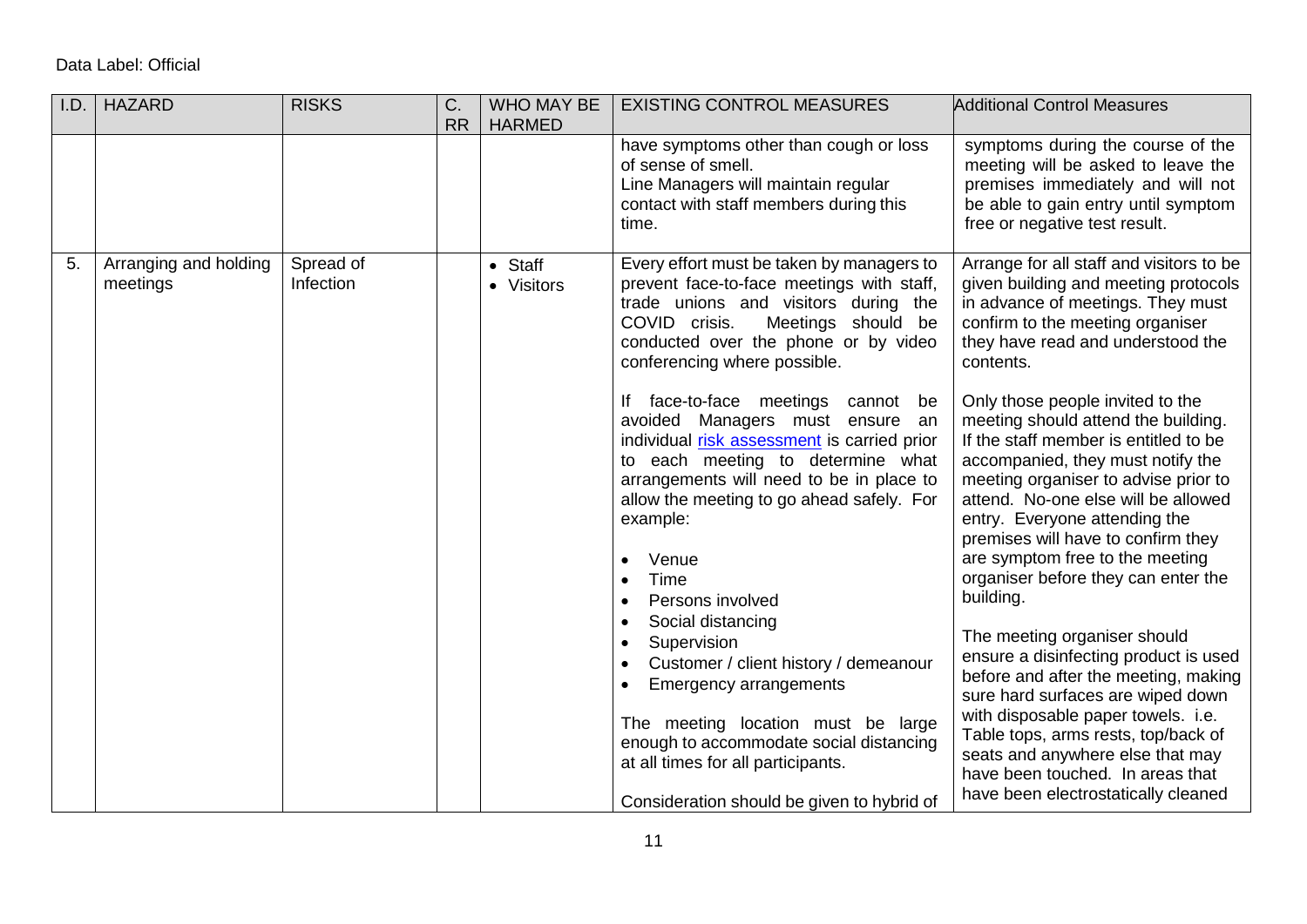Data Label: Official

| I.D. | HAZARD | RISKS | C. RR | WHO MAY BE HARMED | EXISTING CONTROL MEASURES | Additional Control Measures |
|---|---|---|---|---|---|---|
| | | | | | have symptoms other than cough or loss of sense of smell.<br>Line Managers will maintain regular contact with staff members during this time. | symptoms during the course of the meeting will be asked to leave the premises immediately and will not be able to gain entry until symptom free or negative test result. |
| 5. | Arranging and holding meetings | Spread of Infection | | • Staff<br>• Visitors | Every effort must be taken by managers to prevent face-to-face meetings with staff, trade unions and visitors during the COVID crisis. Meetings should be conducted over the phone or by video conferencing where possible.<br><br>If face-to-face meetings cannot be avoided Managers must ensure an individual risk assessment is carried prior to each meeting to determine what arrangements will need to be in place to allow the meeting to go ahead safely. For example:<br><br>• Venue<br>• Time<br>• Persons involved<br>• Social distancing<br>• Supervision<br>• Customer / client history / demeanour<br>• Emergency arrangements<br><br>The meeting location must be large enough to accommodate social distancing at all times for all participants.<br><br>Consideration should be given to hybrid of | Arrange for all staff and visitors to be given building and meeting protocols in advance of meetings. They must confirm to the meeting organiser they have read and understood the contents.<br><br>Only those people invited to the meeting should attend the building. If the staff member is entitled to be accompanied, they must notify the meeting organiser to advise prior to attend. No-one else will be allowed entry. Everyone attending the premises will have to confirm they are symptom free to the meeting organiser before they can enter the building.<br><br>The meeting organiser should ensure a disinfecting product is used before and after the meeting, making sure hard surfaces are wiped down with disposable paper towels. i.e. Table tops, arms rests, top/back of seats and anywhere else that may have been touched. In areas that have been electrostatically cleaned |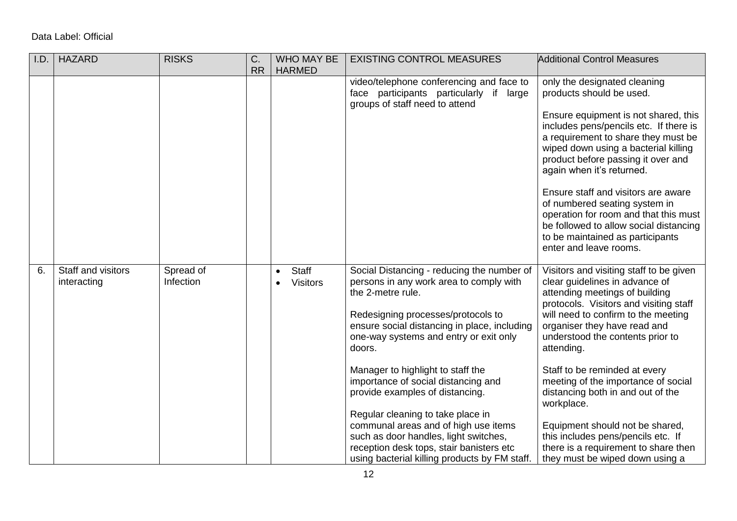Data Label: Official

| I.D. | HAZARD | RISKS | C. RR | WHO MAY BE HARMED | EXISTING CONTROL MEASURES | Additional Control Measures |
|---|---|---|---|---|---|---|
| | | | | | video/telephone conferencing and face to face participants particularly if large groups of staff need to attend | only the designated cleaning products should be used.<br><br>Ensure equipment is not shared, this includes pens/pencils etc. If there is a requirement to share they must be wiped down using a bacterial killing product before passing it over and again when it's returned.<br><br>Ensure staff and visitors are aware of numbered seating system in operation for room and that this must be followed to allow social distancing to be maintained as participants enter and leave rooms. |
| 6. | Staff and visitors interacting | Spread of Infection | | • Staff<br>• Visitors | Social Distancing - reducing the number of persons in any work area to comply with the 2-metre rule.<br><br>Redesigning processes/protocols to ensure social distancing in place, including one-way systems and entry or exit only doors.<br><br>Manager to highlight to staff the importance of social distancing and provide examples of distancing.<br><br>Regular cleaning to take place in communal areas and of high use items such as door handles, light switches, reception desk tops, stair banisters etc using bacterial killing products by FM staff. | Visitors and visiting staff to be given clear guidelines in advance of attending meetings of building protocols. Visitors and visiting staff will need to confirm to the meeting organiser they have read and understood the contents prior to attending.<br><br>Staff to be reminded at every meeting of the importance of social distancing both in and out of the workplace.<br><br>Equipment should not be shared, this includes pens/pencils etc. If there is a requirement to share then they must be wiped down using a |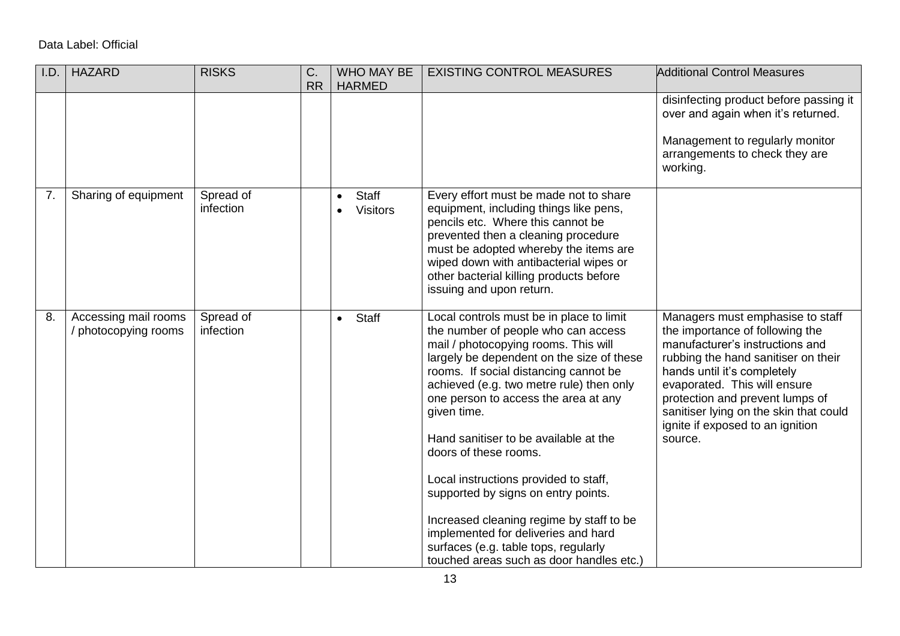Data Label: Official

| I.D. | HAZARD | RISKS | C. RR | WHO MAY BE HARMED | EXISTING CONTROL MEASURES | Additional Control Measures |
|---|---|---|---|---|---|---|
| | | | | | | disinfecting product before passing it over and again when it's returned.<br><br>Management to regularly monitor arrangements to check they are working. |
| 7. | Sharing of equipment | Spread of infection | | • Staff<br>• Visitors | Every effort must be made not to share equipment, including things like pens, pencils etc. Where this cannot be prevented then a cleaning procedure must be adopted whereby the items are wiped down with antibacterial wipes or other bacterial killing products before issuing and upon return. | |
| 8. | Accessing mail rooms / photocopying rooms | Spread of infection | | • Staff | Local controls must be in place to limit the number of people who can access mail / photocopying rooms. This will largely be dependent on the size of these rooms. If social distancing cannot be achieved (e.g. two metre rule) then only one person to access the area at any given time.<br><br>Hand sanitiser to be available at the doors of these rooms.<br><br>Local instructions provided to staff, supported by signs on entry points.<br><br>Increased cleaning regime by staff to be implemented for deliveries and hard surfaces (e.g. table tops, regularly touched areas such as door handles etc.) | Managers must emphasise to staff the importance of following the manufacturer's instructions and rubbing the hand sanitiser on their hands until it's completely evaporated. This will ensure protection and prevent lumps of sanitiser lying on the skin that could ignite if exposed to an ignition source. |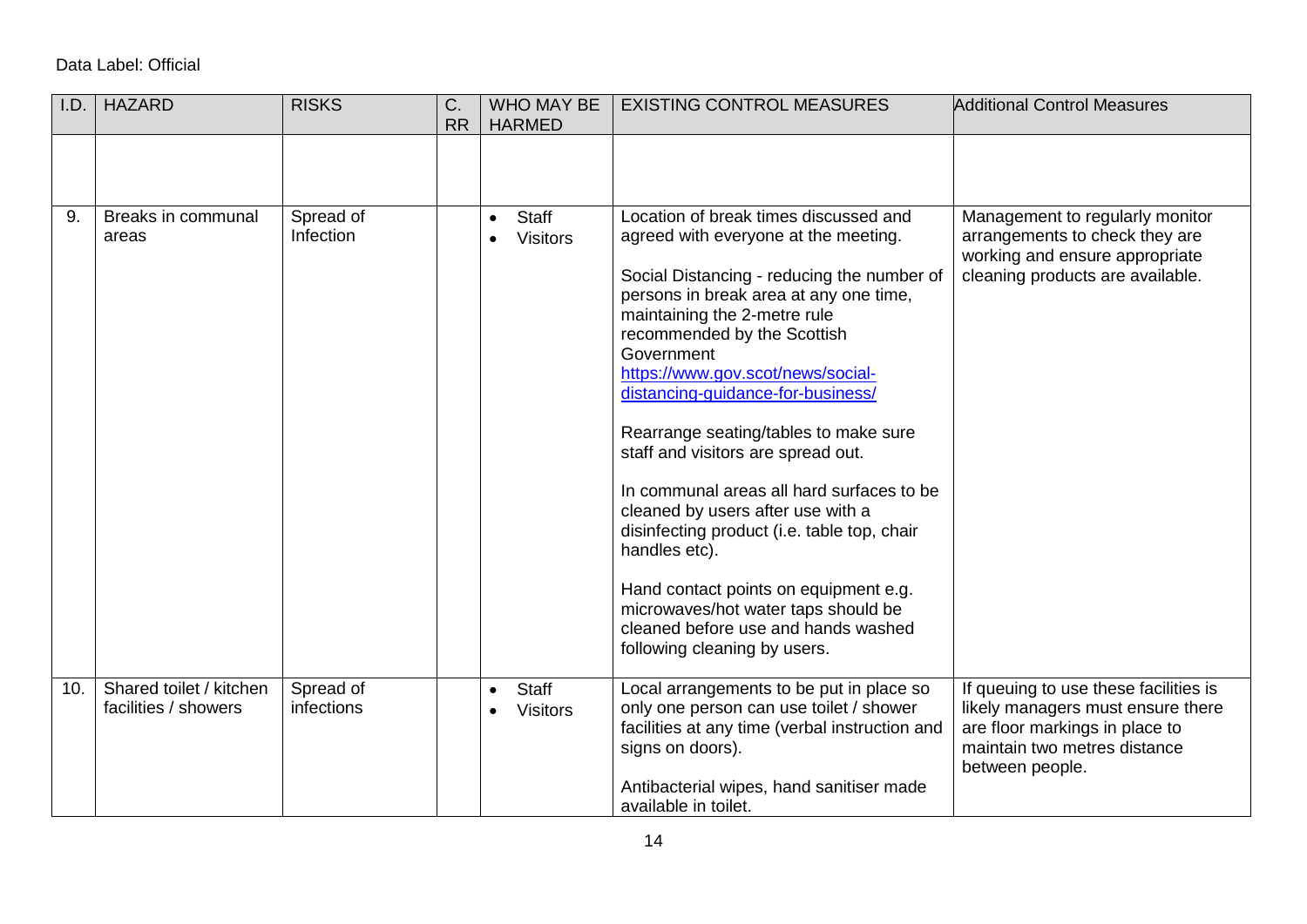Data Label: Official

| I.D. | HAZARD | RISKS | C. RR | WHO MAY BE HARMED | EXISTING CONTROL MEASURES | Additional Control Measures |
|---|---|---|---|---|---|---|
| | | | | | | |
| 9. | Breaks in communal areas | Spread of Infection | | • Staff<br>• Visitors | Location of break times discussed and agreed with everyone at the meeting.<br><br>Social Distancing - reducing the number of persons in break area at any one time, maintaining the 2-metre rule recommended by the Scottish Government [https://www.gov.scot/news/social-distancing-guidance-for-business/](https://www.gov.scot/news/social-distancing-guidance-for-business/)<br><br>Rearrange seating/tables to make sure staff and visitors are spread out.<br><br>In communal areas all hard surfaces to be cleaned by users after use with a disinfecting product (i.e. table top, chair handles etc).<br><br>Hand contact points on equipment e.g. microwaves/hot water taps should be cleaned before use and hands washed following cleaning by users. | Management to regularly monitor arrangements to check they are working and ensure appropriate cleaning products are available. |
| 10. | Shared toilet / kitchen facilities / showers | Spread of infections | | • Staff<br>• Visitors | Local arrangements to be put in place so only one person can use toilet / shower facilities at any time (verbal instruction and signs on doors).<br><br>Antibacterial wipes, hand sanitiser made available in toilet. | If queuing to use these facilities is likely managers must ensure there are floor markings in place to maintain two metres distance between people. |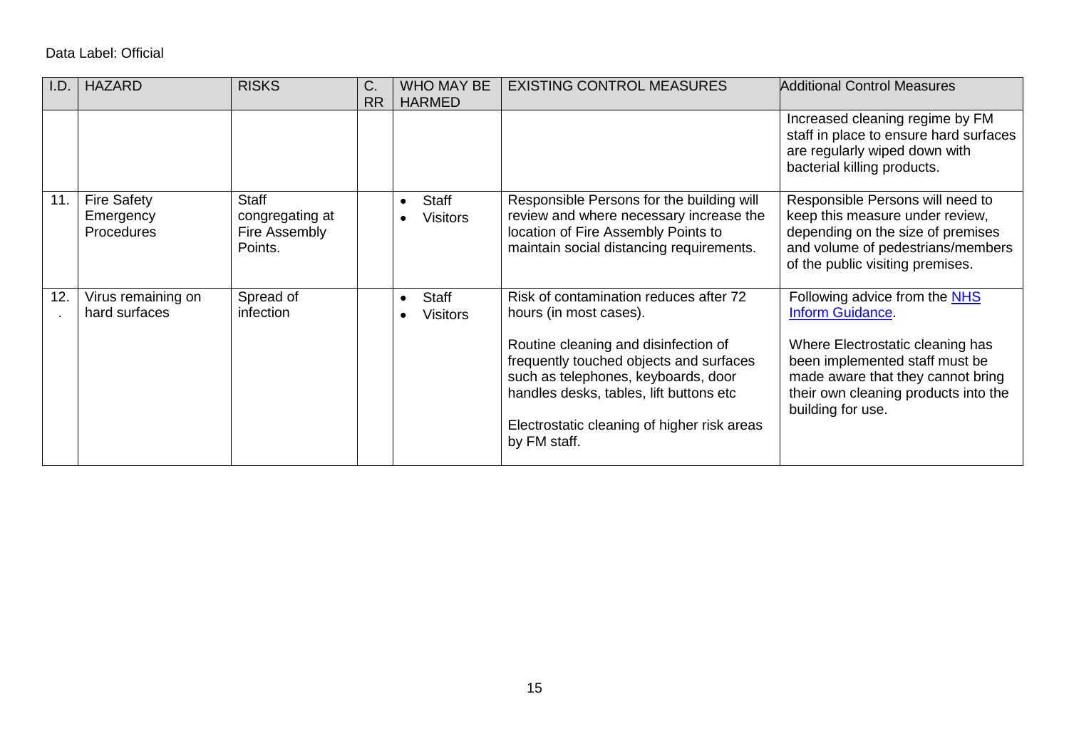Data Label: Official

| I.D. | HAZARD | RISKS | C. RR | WHO MAY BE HARMED | EXISTING CONTROL MEASURES | Additional Control Measures |
|---|---|---|---|---|---|---|
| | | | | | | Increased cleaning regime by FM staff in place to ensure hard surfaces are regularly wiped down with bacterial killing products. |
| 11. | Fire Safety Emergency Procedures | Staff congregating at Fire Assembly Points. | | • Staff<br>• Visitors | Responsible Persons for the building will review and where necessary increase the location of Fire Assembly Points to maintain social distancing requirements. | Responsible Persons will need to keep this measure under review, depending on the size of premises and volume of pedestrians/members of the public visiting premises. |
| 12. | Virus remaining on hard surfaces | Spread of infection | | • Staff<br>• Visitors | Risk of contamination reduces after 72 hours (in most cases).<br><br>Routine cleaning and disinfection of frequently touched objects and surfaces such as telephones, keyboards, door handles desks, tables, lift buttons etc<br><br>Electrostatic cleaning of higher risk areas by FM staff. | Following advice from the NHS Inform Guidance.<br><br>Where Electrostatic cleaning has been implemented staff must be made aware that they cannot bring their own cleaning products into the building for use. |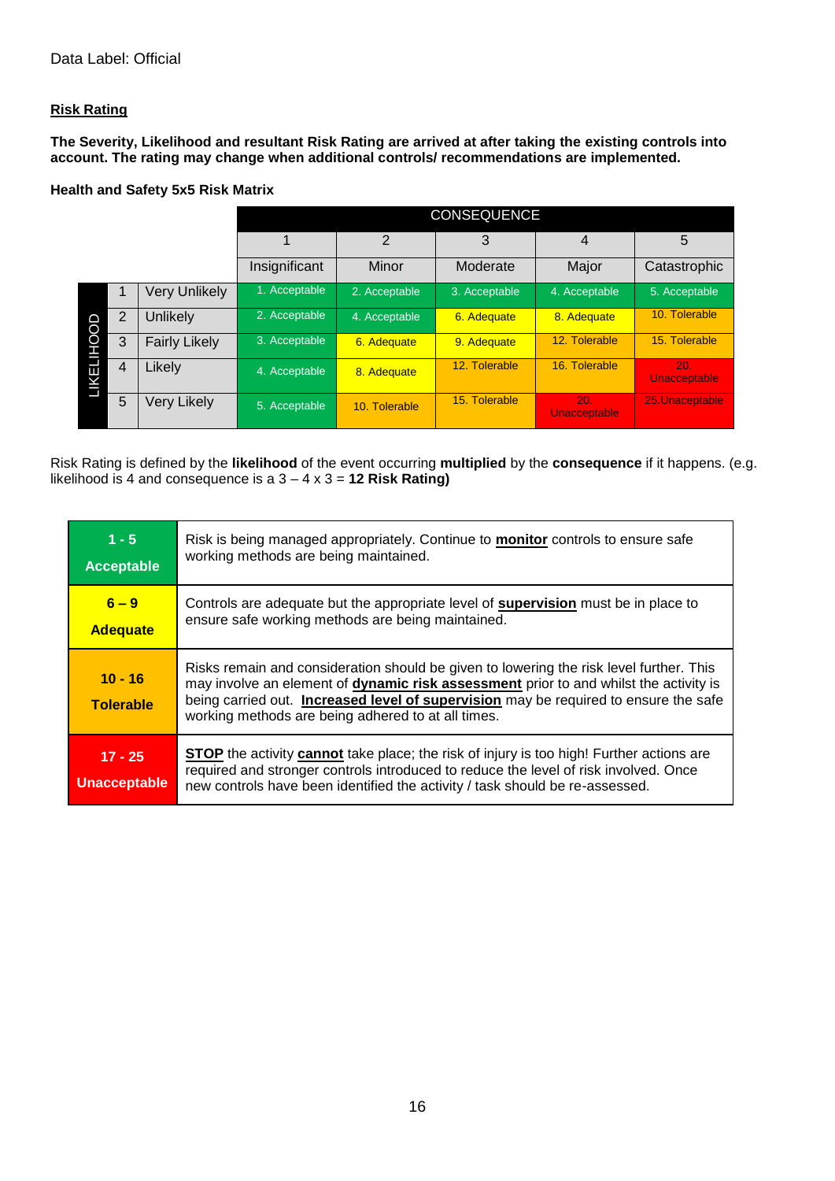Data Label: Official

**Risk Rating**

**The Severity, Likelihood and resultant Risk Rating are arrived at after taking the existing controls into account. The rating may change when additional controls/ recommendations are implemented.**

**Health and Safety 5x5 Risk Matrix**

| | | | CONSEQUENCE | | | | |
|---|---|---|---|---|---|---|---|
| | | | 1 | 2 | 3 | 4 | 5 |
| | | | Insignificant | Minor | Moderate | Major | Catastrophic |
| LIKELIHOOD | 1 | Very Unlikely | 1. Acceptable | 2. Acceptable | 3. Acceptable | 4. Acceptable | 5. Acceptable |
| | 2 | Unlikely | 2. Acceptable | 4. Acceptable | 6. Adequate | 8. Adequate | 10. Tolerable |
| | 3 | Fairly Likely | 3. Acceptable | 6. Adequate | 9. Adequate | 12. Tolerable | 15. Tolerable |
| | 4 | Likely | 4. Acceptable | 8. Adequate | 12. Tolerable | 16. Tolerable | 20. Unacceptable |
| | 5 | Very Likely | 5. Acceptable | 10. Tolerable | 15. Tolerable | 20. Unacceptable | 25.Unaceptable |

Risk Rating is defined by the **likelihood** of the event occurring **multiplied** by the **consequence** if it happens. (e.g. likelihood is 4 and consequence is a 3 – 4 x 3 = **12 Risk Rating)**

| | |
|---|---|
| **1 - 5 Acceptable** | Risk is being managed appropriately. Continue to **monitor** controls to ensure safe working methods are being maintained. |
| **6 – 9 Adequate** | Controls are adequate but the appropriate level of **supervision** must be in place to ensure safe working methods are being maintained. |
| **10 - 16 Tolerable** | Risks remain and consideration should be given to lowering the risk level further. This may involve an element of **dynamic risk assessment** prior to and whilst the activity is being carried out. **Increased level of supervision** may be required to ensure the safe working methods are being adhered to at all times. |
| **17 - 25 Unacceptable** | **STOP** the activity **cannot** take place; the risk of injury is too high! Further actions are required and stronger controls introduced to reduce the level of risk involved. Once new controls have been identified the activity / task should be re-assessed. |